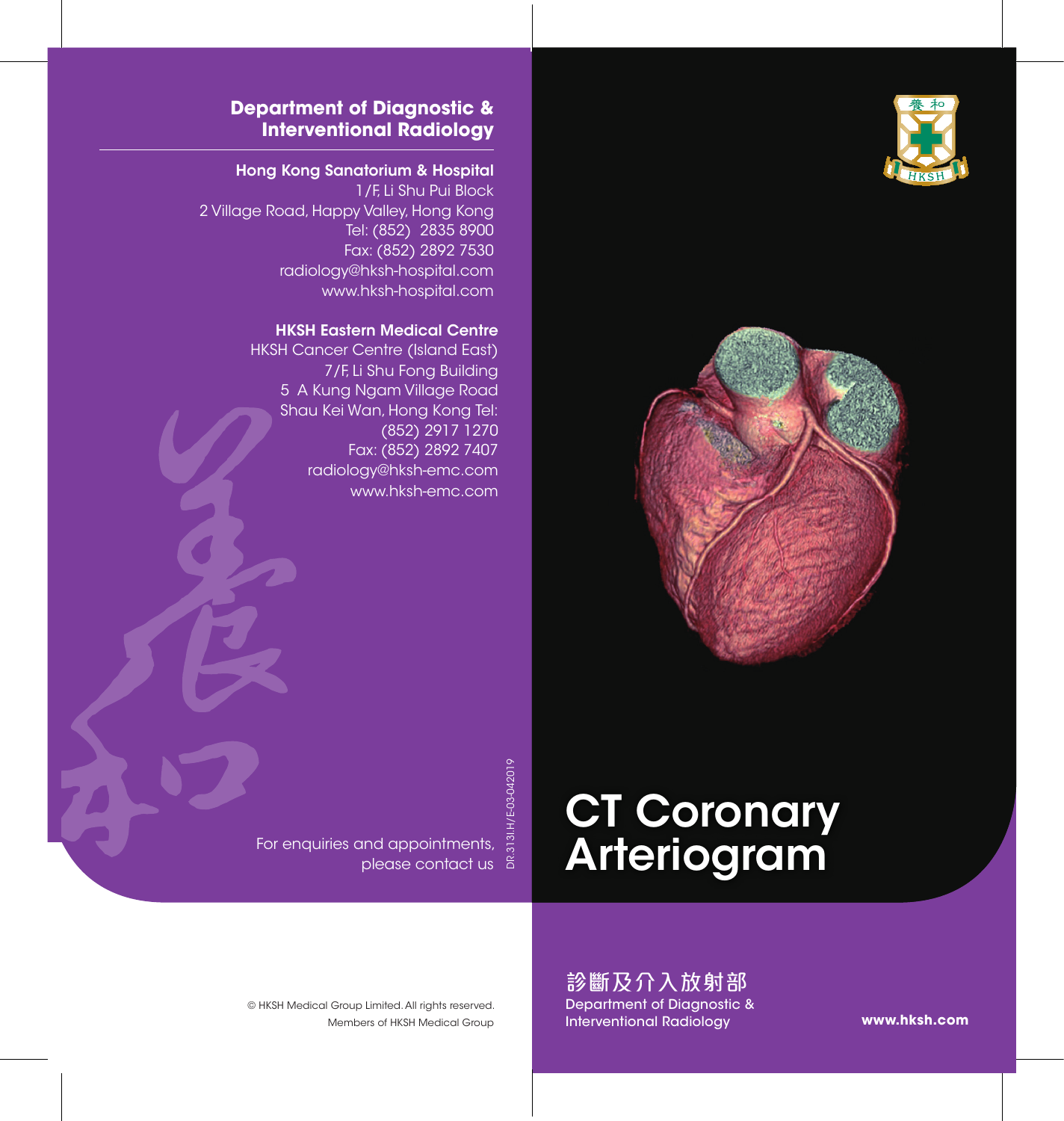## Department of Diagnostic & Interventional Radiology

**Hong Kong Sanatorium & Hospital**
1/F, Li Shu Pui Block
2 Village Road, Happy Valley, Hong Kong
Tel: (852) 2835 8900
Fax: (852) 2892 7530
radiology@hksh-hospital.com
www.hksh-hospital.com

**HKSH Eastern Medical Centre**
HKSH Cancer Centre (Island East)
7/F, Li Shu Fong Building
5 A Kung Ngam Village Road
Shau Kei Wan, Hong Kong Tel:
(852) 2917 1270
Fax: (852) 2892 7407
radiology@hksh-emc.com
www.hksh-emc.com

For enquiries and appointments, please contact us

DR.313I.H/E-03-042019

© HKSH Medical Group Limited. All rights reserved.
Members of HKSH Medical Group

# CT Coronary Arteriogram

**診斷及介入放射部**
Department of Diagnostic & Interventional Radiology

**www.hksh.com**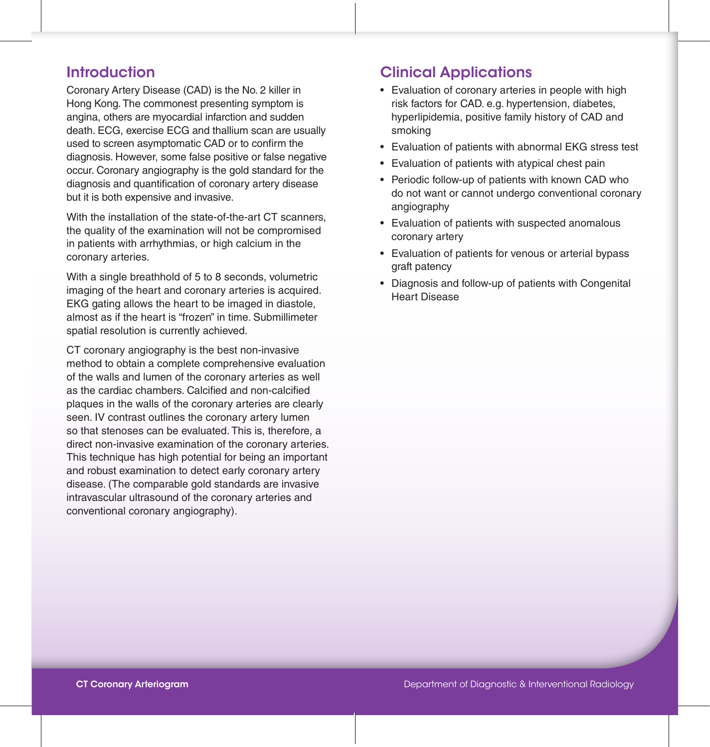## Introduction

Coronary Artery Disease (CAD) is the No. 2 killer in Hong Kong. The commonest presenting symptom is angina, others are myocardial infarction and sudden death. ECG, exercise ECG and thallium scan are usually used to screen asymptomatic CAD or to confirm the diagnosis. However, some false positive or false negative occur. Coronary angiography is the gold standard for the diagnosis and quantification of coronary artery disease but it is both expensive and invasive.

With the installation of the state-of-the-art CT scanners, the quality of the examination will not be compromised in patients with arrhythmias, or high calcium in the coronary arteries.

With a single breathhold of 5 to 8 seconds, volumetric imaging of the heart and coronary arteries is acquired. EKG gating allows the heart to be imaged in diastole, almost as if the heart is "frozen" in time. Submillimeter spatial resolution is currently achieved.

CT coronary angiography is the best non-invasive method to obtain a complete comprehensive evaluation of the walls and lumen of the coronary arteries as well as the cardiac chambers. Calcified and non-calcified plaques in the walls of the coronary arteries are clearly seen. IV contrast outlines the coronary artery lumen so that stenoses can be evaluated. This is, therefore, a direct non-invasive examination of the coronary arteries. This technique has high potential for being an important and robust examination to detect early coronary artery disease. (The comparable gold standards are invasive intravascular ultrasound of the coronary arteries and conventional coronary angiography).

## Clinical Applications

- Evaluation of coronary arteries in people with high risk factors for CAD. e.g. hypertension, diabetes, hyperlipidemia, positive family history of CAD and smoking
- Evaluation of patients with abnormal EKG stress test
- Evaluation of patients with atypical chest pain
- Periodic follow-up of patients with known CAD who do not want or cannot undergo conventional coronary angiography
- Evaluation of patients with suspected anomalous coronary artery
- Evaluation of patients for venous or arterial bypass graft patency
- Diagnosis and follow-up of patients with Congenital Heart Disease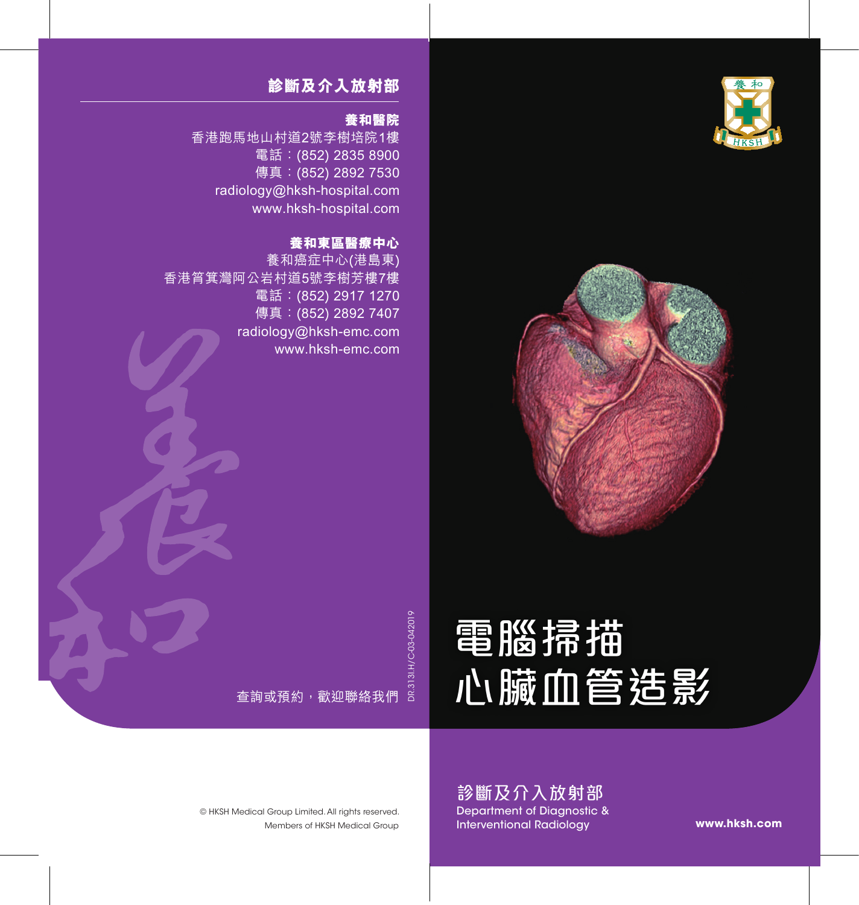## 診斷及介入放射部

**養和醫院**

香港跑馬地山村道2號李樹培院1樓
電話：(852) 2835 8900
傳真：(852) 2892 7530
radiology@hksh-hospital.com
www.hksh-hospital.com

**養和東區醫療中心**

養和癌症中心(港島東)
香港筲箕灣阿公岩村道5號李樹芳樓7樓
電話：(852) 2917 1270
傳真：(852) 2892 7407
radiology@hksh-emc.com
www.hksh-emc.com

查詢或預約，歡迎聯絡我們

DR.313I.H/C-03-042019

© HKSH Medical Group Limited. All rights reserved.
Members of HKSH Medical Group

# 電腦掃描心臟血管造影

**診斷及介入放射部**
Department of Diagnostic & Interventional Radiology

**www.hksh.com**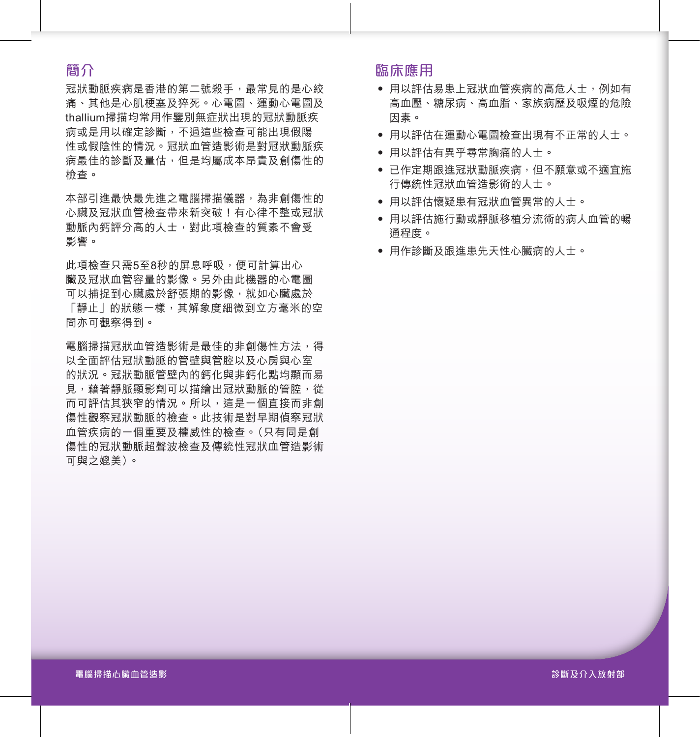## 簡介

冠狀動脈疾病是香港的第二號殺手，最常見的是心絞痛、其他是心肌梗塞及猝死。心電圖、運動心電圖及thallium掃描均常用作鑒別無症狀出現的冠狀動脈疾病或是用以確定診斷，不過這些檢查可能出現假陽性或假陰性的情況。冠狀血管造影術是對冠狀動脈疾病最佳的診斷及量估，但是均屬成本昂貴及創傷性的檢查。

本部引進最快最先進之電腦掃描儀器，為非創傷性的心臟及冠狀血管檢查帶來新突破！有心律不整或冠狀動脈內鈣評分高的人士，對此項檢查的質素不會受影響。

此項檢查只需5至8秒的屏息呼吸，便可計算出心臟及冠狀血管容量的影像。另外由此機器的心電圖可以捕捉到心臟處於舒張期的影像，就如心臟處於「靜止」的狀態一樣，其解象度細微到立方毫米的空間亦可觀察得到。

電腦掃描冠狀血管造影術是最佳的非創傷性方法，得以全面評估冠狀動脈的管壁與管腔以及心房與心室的狀況。冠狀動脈管壁內的鈣化與非鈣化點均顯而易見，藉著靜脈顯影劑可以描繪出冠狀動脈的管腔，從而可評估其狹窄的情況。所以，這是一個直接而非創傷性觀察冠狀動脈的檢查。此技術是對早期偵察冠狀血管疾病的一個重要及權威性的檢查。(只有同是創傷性的冠狀動脈超聲波檢查及傳統性冠狀血管造影術可與之媲美)。

## 臨床應用

- 用以評估易患上冠狀血管疾病的高危人士，例如有高血壓、糖尿病、高血脂、家族病歷及吸煙的危險因素。
- 用以評估在運動心電圖檢查出現有不正常的人士。
- 用以評估有異乎尋常胸痛的人士。
- 已作定期跟進冠狀動脈疾病，但不願意或不適宜施行傳統性冠狀血管造影術的人士。
- 用以評估懷疑患有冠狀血管異常的人士。
- 用以評估施行動或靜脈移植分流術的病人血管的暢通程度。
- 用作診斷及跟進患先天性心臟病的人士。